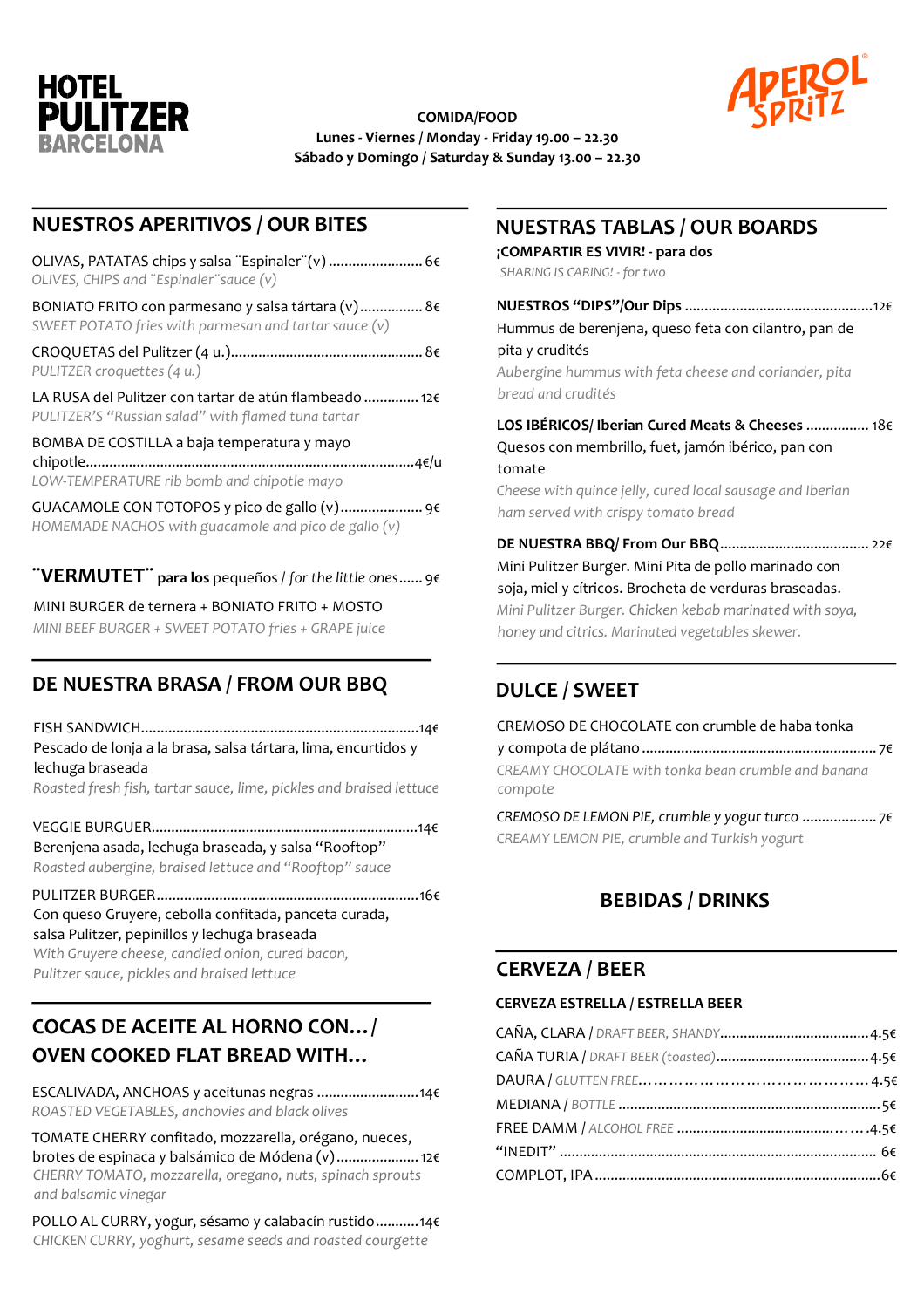# HOTEL PULITZER BARCELONA

APEROL SPRITZ

**COMIDA/FOOD**
**Lunes - Viernes / Monday - Friday 19.00 – 22.30**
**Sábado y Domingo / Saturday & Sunday 13.00 – 22.30**

## NUESTROS APERITIVOS / OUR BITES

OLIVAS, PATATAS chips y salsa ¨Espinaler¨(v) ........................ 6€
*OLIVES, CHIPS and ¨Espinaler¨sauce (v)*

BONIATO FRITO con parmesano y salsa tártara (v)................ 8€
*SWEET POTATO fries with parmesan and tartar sauce (v)*

CROQUETAS del Pulitzer (4 u.)................................................ 8€
*PULITZER croquettes (4 u.)*

LA RUSA del Pulitzer con tartar de atún flambeado .............. 12€
*PULITZER'S "Russian salad" with flamed tuna tartar*

BOMBA DE COSTILLA a baja temperatura y mayo chipotle..................................................................................4€/u
*LOW-TEMPERATURE rib bomb and chipotle mayo*

GUACAMOLE CON TOTOPOS y pico de gallo (v)..................... 9€
*HOMEMADE NACHOS with guacamole and pico de gallo (v)*

**¨VERMUTET¨ para los** pequeños / *for the little ones*...... 9€

MINI BURGER de ternera + BONIATO FRITO + MOSTO
*MINI BEEF BURGER + SWEET POTATO fries + GRAPE juice*

## DE NUESTRA BRASA / FROM OUR BBQ

FISH SANDWICH......................................................................14€
Pescado de lonja a la brasa, salsa tártara, lima, encurtidos y lechuga braseada
*Roasted fresh fish, tartar sauce, lime, pickles and braised lettuce*

VEGGIE BURGUER...................................................................14€
Berenjena asada, lechuga braseada, y salsa "Rooftop"
*Roasted aubergine, braised lettuce and "Rooftop" sauce*

PULITZER BURGER..................................................................16€
Con queso Gruyere, cebolla confitada, panceta curada, salsa Pulitzer, pepinillos y lechuga braseada
*With Gruyere cheese, candied onion, cured bacon, Pulitzer sauce, pickles and braised lettuce*

## COCAS DE ACEITE AL HORNO CON... / OVEN COOKED FLAT BREAD WITH...

ESCALIVADA, ANCHOAS y aceitunas negras ..........................14€
*ROASTED VEGETABLES, anchovies and black olives*

TOMATE CHERRY confitado, mozzarella, orégano, nueces, brotes de espinaca y balsámico de Módena (v).................... 12€
*CHERRY TOMATO, mozzarella, oregano, nuts, spinach sprouts and balsamic vinegar*

POLLO AL CURRY, yogur, sésamo y calabacín rustido...........14€
*CHICKEN CURRY, yoghurt, sesame seeds and roasted courgette*

## NUESTRAS TABLAS / OUR BOARDS

**¡COMPARTIR ES VIVIR! - para dos**
*SHARING IS CARING! - for two*

**NUESTROS "DIPS"/Our Dips** ...............................................12€
Hummus de berenjena, queso feta con cilantro, pan de pita y crudités
*Aubergine hummus with feta cheese and coriander, pita bread and crudités*

**LOS IBÉRICOS/ Iberian Cured Meats & Cheeses** ................ 18€
Quesos con membrillo, fuet, jamón ibérico, pan con tomate
*Cheese with quince jelly, cured local sausage and Iberian ham served with crispy tomato bread*

**DE NUESTRA BBQ/ From Our BBQ**...................................... 22€
Mini Pulitzer Burger. Mini Pita de pollo marinado con soja, miel y cítricos. Brocheta de verduras braseadas.
*Mini Pulitzer Burger. Chicken kebab marinated with soya, honey and citrics. Marinated vegetables skewer.*

## DULCE / SWEET

CREMOSO DE CHOCOLATE con crumble de haba tonka y compota de plátano ........................................................... 7€
*CREAMY CHOCOLATE with tonka bean crumble and banana compote*

*CREMOSO DE LEMON PIE, crumble y yogur turco* .................. 7€
*CREAMY LEMON PIE, crumble and Turkish yogurt*

## BEBIDAS / DRINKS

## CERVEZA / BEER

**CERVEZA ESTRELLA / ESTRELLA BEER**

CAÑA, CLARA / *DRAFT BEER, SHANDY*.....................................4.5€
CAÑA TURIA / *DRAFT BEER (toasted)*.......................................4.5€
DAURA / *GLUTEN FREE*…………………………………… 4.5€
MEDIANA / *BOTTLE* ..................................................................5€
FREE DAMM / *ALCOHOL FREE* ..........................................…….4.5€
"INEDIT" ................................................................................ 6€
COMPLOT, IPA.........................................................................6€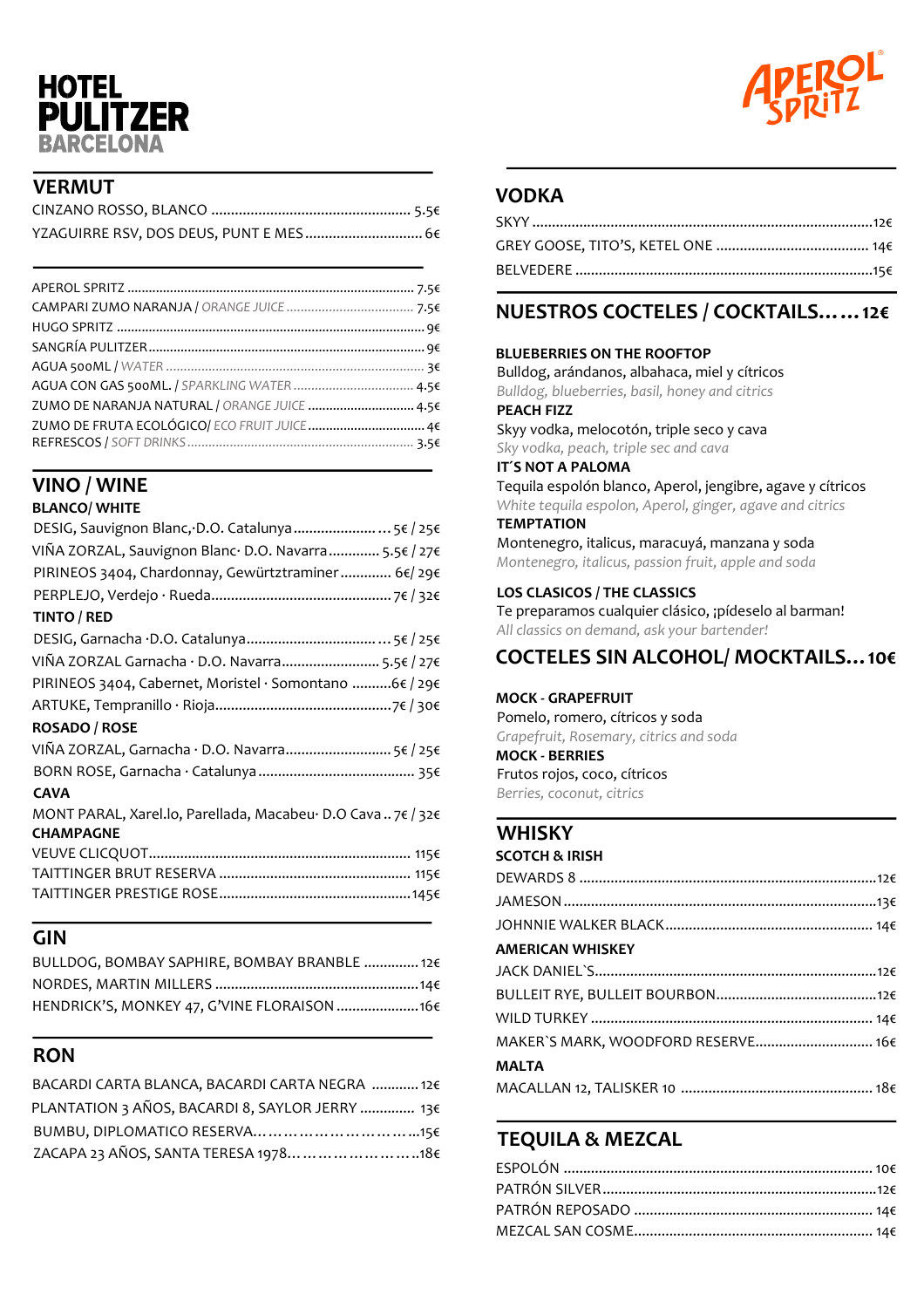**HOTEL PULITZER BARCELONA**

**APEROL SPRITZ**

## VERMUT

CINZANO ROSSO, BLANCO .................................................. 5.5€

YZAGUIRRE RSV, DOS DEUS, PUNT E MES .............................. 6€

---

APEROL SPRITZ ................................................................ 7.5€

CAMPARI ZUMO NARANJA / *ORANGE JUICE* .................................... 7.5€

HUGO SPRITZ ..................................................................... 9€

SANGRÍA PULITZER ............................................................... 9€

AGUA 500ML / *WATER* ........................................................... 3€

AGUA CON GAS 500ML. / *SPARKLING WATER* .................................. 4.5€

ZUMO DE NARANJA NATURAL / *ORANGE JUICE* .............................. 4.5€

ZUMO DE FRUTA ECOLÓGICO/ *ECO FRUIT JUICE* ................................ 4€

REFRESCOS / *SOFT DRINKS* ..................................................... 3.5€

## VINO / WINE

**BLANCO/ WHITE**

DESIG, Sauvignon Blanc,·D.O. Catalunya ..................... 5€ / 25€

VIÑA ZORZAL, Sauvignon Blanc· D.O. Navarra ............ 5.5€ / 27€

PIRINEOS 3404, Chardonnay, Gewürztraminer ............ 6€/ 29€

PERPLEJO, Verdejo · Rueda ............................................. 7€ / 32€

**TINTO / RED**

DESIG, Garnacha ·D.O. Catalunya ................................. 5€ / 25€

VIÑA ZORZAL Garnacha · D.O. Navarra ......................... 5.5€ / 27€

PIRINEOS 3404, Cabernet, Moristel · Somontano ..........6€ / 29€

ARTUKE, Tempranillo · Rioja ............................................ 7€ / 30€

**ROSADO / ROSE**

VIÑA ZORZAL, Garnacha · D.O. Navarra ........................... 5€ / 25€

BORN ROSE, Garnacha · Catalunya ....................................... 35€

**CAVA**

MONT PARAL, Xarel.lo, Parellada, Macabeu· D.O Cava .. 7€ / 32€

**CHAMPAGNE**

VEUVE CLICQUOT ................................................................. 115€

TAITTINGER BRUT RESERVA ................................................ 115€

TAITTINGER PRESTIGE ROSE ................................................ 145€

## GIN

BULLDOG, BOMBAY SAPHIRE, BOMBAY BRANBLE .............. 12€

NORDES, MARTIN MILLERS .................................................... 14€

HENDRICK'S, MONKEY 47, G'VINE FLORAISON ..................... 16€

## RON

BACARDI CARTA BLANCA, BACARDI CARTA NEGRA ............ 12€

PLANTATION 3 AÑOS, BACARDI 8, SAYLOR JERRY .............. 13€

BUMBU, DIPLOMATICO RESERVA.............................15€

ZACAPA 23 AÑOS, SANTA TERESA 1978.........................18€

## VODKA

SKYY ........................................................................................ 12€

GREY GOOSE, TITO'S, KETEL ONE ........................................ 14€

BELVEDERE ............................................................................. 15€

## NUESTROS COCTELES / COCKTAILS......12€

**BLUEBERRIES ON THE ROOFTOP**

Bulldog, arándanos, albahaca, miel y cítricos

*Bulldog, blueberries, basil, honey and citrics*

**PEACH FIZZ**

Skyy vodka, melocotón, triple seco y cava

*Sky vodka, peach, triple sec and cava*

**IT´S NOT A PALOMA**

Tequila espolón blanco, Aperol, jengibre, agave y cítricos

*White tequila espolon, Aperol, ginger, agave and citrics*

**TEMPTATION**

Montenegro, italicus, maracuyá, manzana y soda

*Montenegro, italicus, passion fruit, apple and soda*

**LOS CLASICOS / THE CLASSICS**

Te preparamos cualquier clásico, ¡pídeselo al barman!

*All classics on demand, ask your bartender!*

## COCTELES SIN ALCOHOL/ MOCKTAILS...10€

**MOCK - GRAPEFRUIT**

Pomelo, romero, cítricos y soda

*Grapefruit, Rosemary, citrics and soda*

**MOCK - BERRIES**

Frutos rojos, coco, cítricos

*Berries, coconut, citrics*

## WHISKY

**SCOTCH & IRISH**

DEWARDS 8 ............................................................................ 12€

JAMESON ................................................................................. 13€

JOHNNIE WALKER BLACK ..................................................... 14€

**AMERICAN WHISKEY**

JACK DANIEL`S ......................................................................... 12€

BULLEIT RYE, BULLEIT BOURBON .......................................... 12€

WILD TURKEY ......................................................................... 14€

MAKER`S MARK, WOODFORD RESERVE ............................... 16€

**MALTA**

MACALLAN 12, TALISKER 10 ................................................. 18€

## TEQUILA & MEZCAL

ESPOLÓN ................................................................................ 10€

PATRÓN SILVER ...................................................................... 12€

PATRÓN REPOSADO .............................................................. 14€

MEZCAL SAN COSME .............................................................. 14€